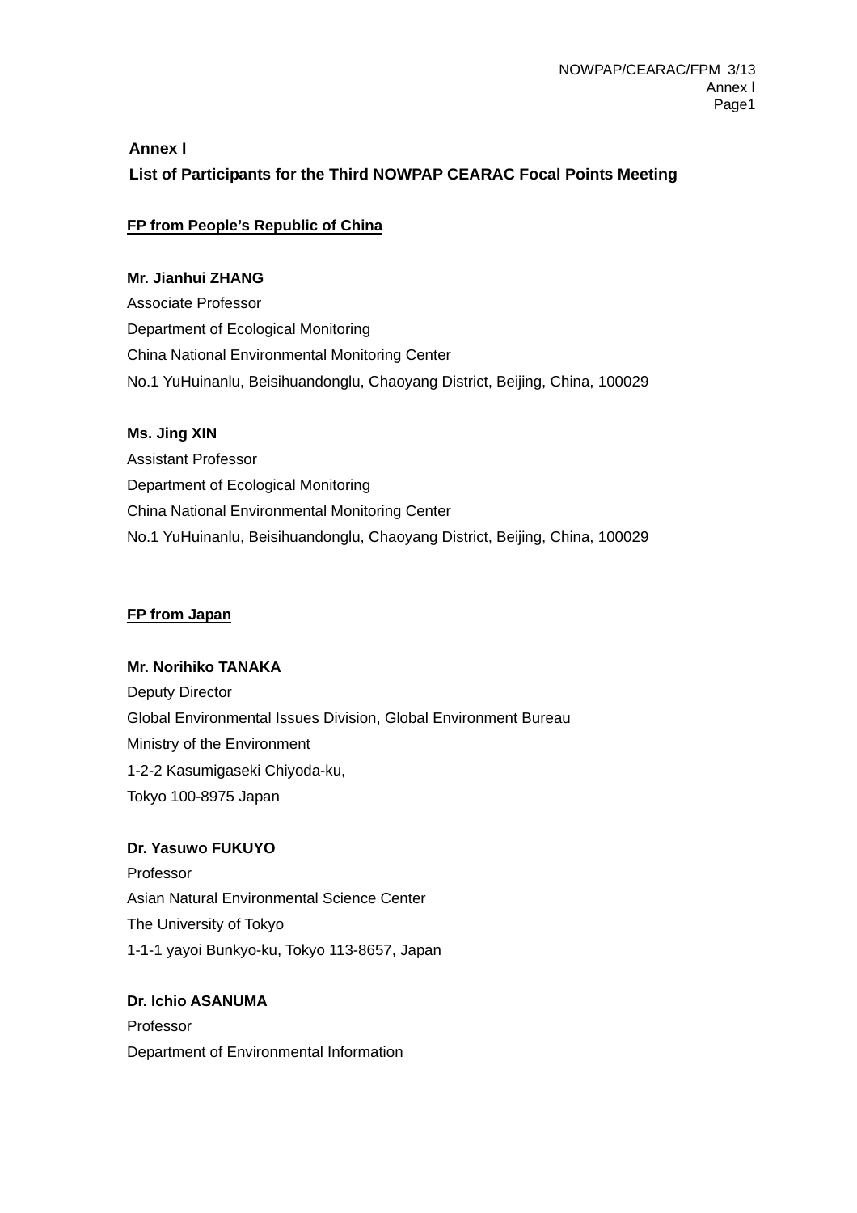**Annex I**

**List of Participants for the Third NOWPAP CEARAC Focal Points Meeting**

**FP from People's Republic of China**

**Mr. Jianhui ZHANG**
Associate Professor
Department of Ecological Monitoring
China National Environmental Monitoring Center
No.1 YuHuinanlu, Beisihuandonglu, Chaoyang District, Beijing, China, 100029

**Ms. Jing XIN**
Assistant Professor
Department of Ecological Monitoring
China National Environmental Monitoring Center
No.1 YuHuinanlu, Beisihuandonglu, Chaoyang District, Beijing, China, 100029

**FP from Japan**

**Mr. Norihiko TANAKA**
Deputy Director
Global Environmental Issues Division, Global Environment Bureau
Ministry of the Environment
1-2-2 Kasumigaseki Chiyoda-ku,
Tokyo 100-8975 Japan

**Dr. Yasuwo FUKUYO**
Professor
Asian Natural Environmental Science Center
The University of Tokyo
1-1-1 yayoi Bunkyo-ku, Tokyo 113-8657, Japan

**Dr. Ichio ASANUMA**
Professor
Department of Environmental Information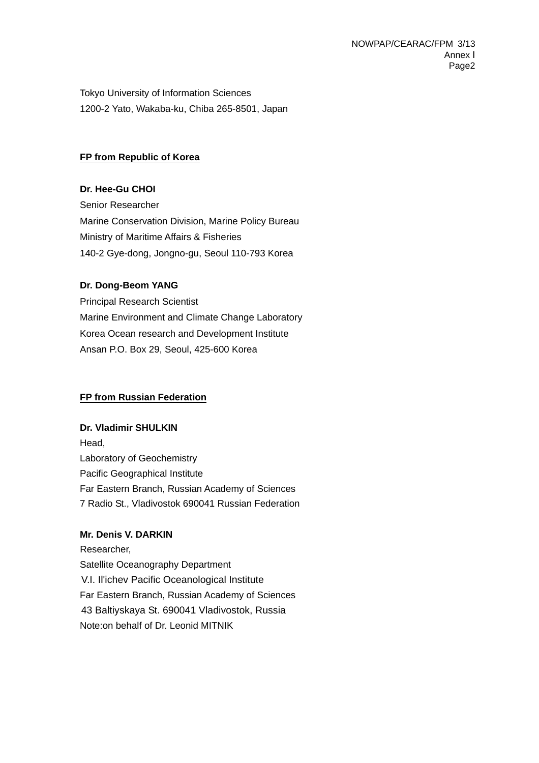Tokyo University of Information Sciences
1200-2 Yato, Wakaba-ku, Chiba 265-8501, Japan

**FP from Republic of Korea**

**Dr. Hee-Gu CHOI**
Senior Researcher
Marine Conservation Division, Marine Policy Bureau
Ministry of Maritime Affairs & Fisheries
140-2 Gye-dong, Jongno-gu, Seoul 110-793 Korea

**Dr. Dong-Beom YANG**
Principal Research Scientist
Marine Environment and Climate Change Laboratory
Korea Ocean research and Development Institute
Ansan P.O. Box 29, Seoul, 425-600 Korea

**FP from Russian Federation**

**Dr. Vladimir SHULKIN**
Head,
Laboratory of Geochemistry
Pacific Geographical Institute
Far Eastern Branch, Russian Academy of Sciences
7 Radio St., Vladivostok 690041 Russian Federation

**Mr. Denis V. DARKIN**
Researcher,
Satellite Oceanography Department
V.I. Il'ichev Pacific Oceanological Institute
Far Eastern Branch, Russian Academy of Sciences
43 Baltiyskaya St. 690041 Vladivostok, Russia
Note:on behalf of Dr. Leonid MITNIK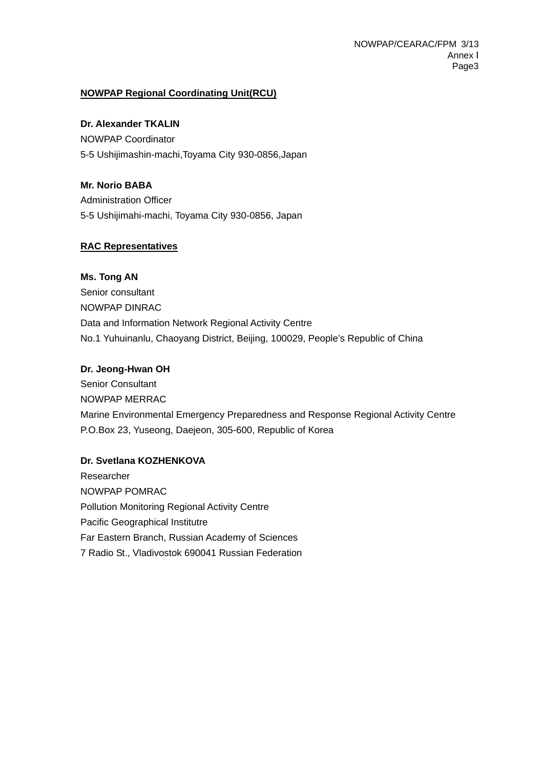**NOWPAP Regional Coordinating Unit(RCU)**

**Dr. Alexander TKALIN**
NOWPAP Coordinator
5-5 Ushijimashin-machi,Toyama City 930-0856,Japan

**Mr. Norio BABA**
Administration Officer
5-5 Ushijimahi-machi, Toyama City 930-0856, Japan

**RAC Representatives**

**Ms. Tong AN**
Senior consultant
NOWPAP DINRAC
Data and Information Network Regional Activity Centre
No.1 Yuhuinanlu, Chaoyang District, Beijing, 100029, People's Republic of China

**Dr. Jeong-Hwan OH**
Senior Consultant
NOWPAP MERRAC
Marine Environmental Emergency Preparedness and Response Regional Activity Centre
P.O.Box 23, Yuseong, Daejeon, 305-600, Republic of Korea

**Dr. Svetlana KOZHENKOVA**
Researcher
NOWPAP POMRAC
Pollution Monitoring Regional Activity Centre
Pacific Geographical Institutre
Far Eastern Branch, Russian Academy of Sciences
7 Radio St., Vladivostok 690041 Russian Federation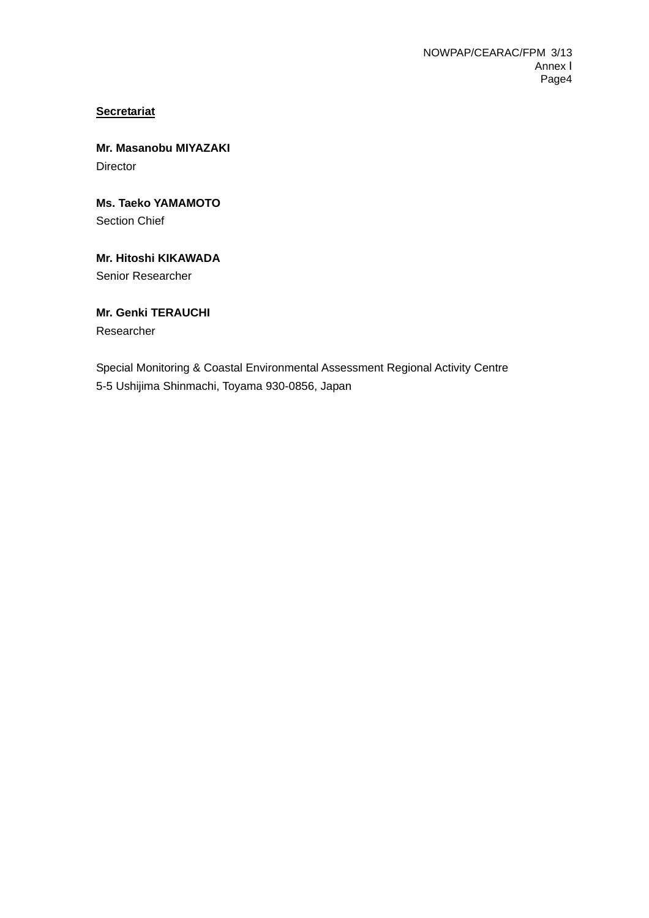**<u>Secretariat</u>**

**Mr. Masanobu MIYAZAKI**
Director

**Ms. Taeko YAMAMOTO**
Section Chief

**Mr. Hitoshi KIKAWADA**
Senior Researcher

**Mr. Genki TERAUCHI**
Researcher

Special Monitoring & Coastal Environmental Assessment Regional Activity Centre
5-5 Ushijima Shinmachi, Toyama 930-0856, Japan